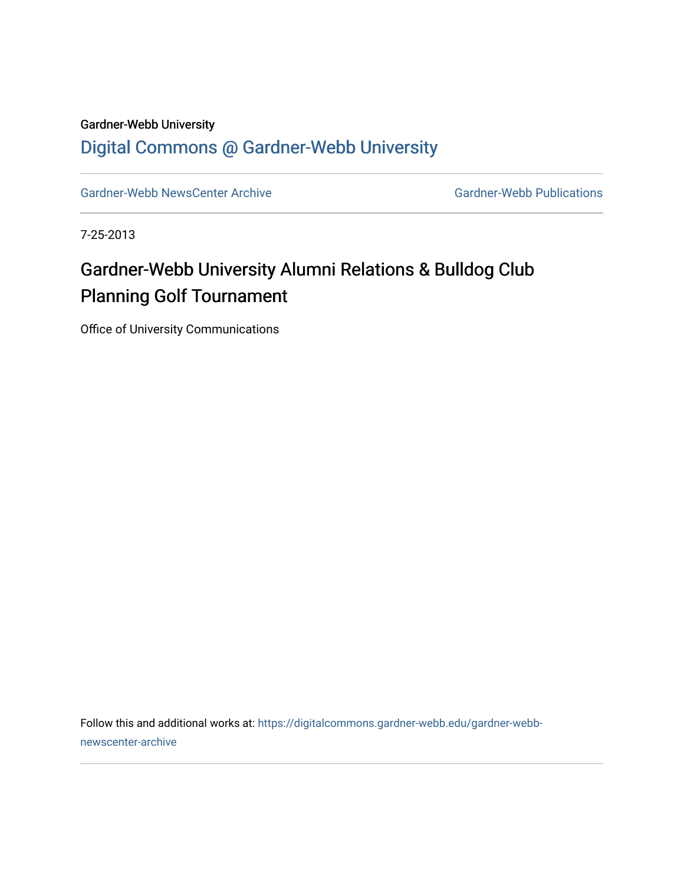Gardner-Webb University

# Digital Commons @ Gardner-Webb University

Gardner-Webb NewsCenter Archive

Gardner-Webb Publications

7-25-2013

## Gardner-Webb University Alumni Relations & Bulldog Club Planning Golf Tournament

Office of University Communications

Follow this and additional works at: https://digitalcommons.gardner-webb.edu/gardner-webb-newscenter-archive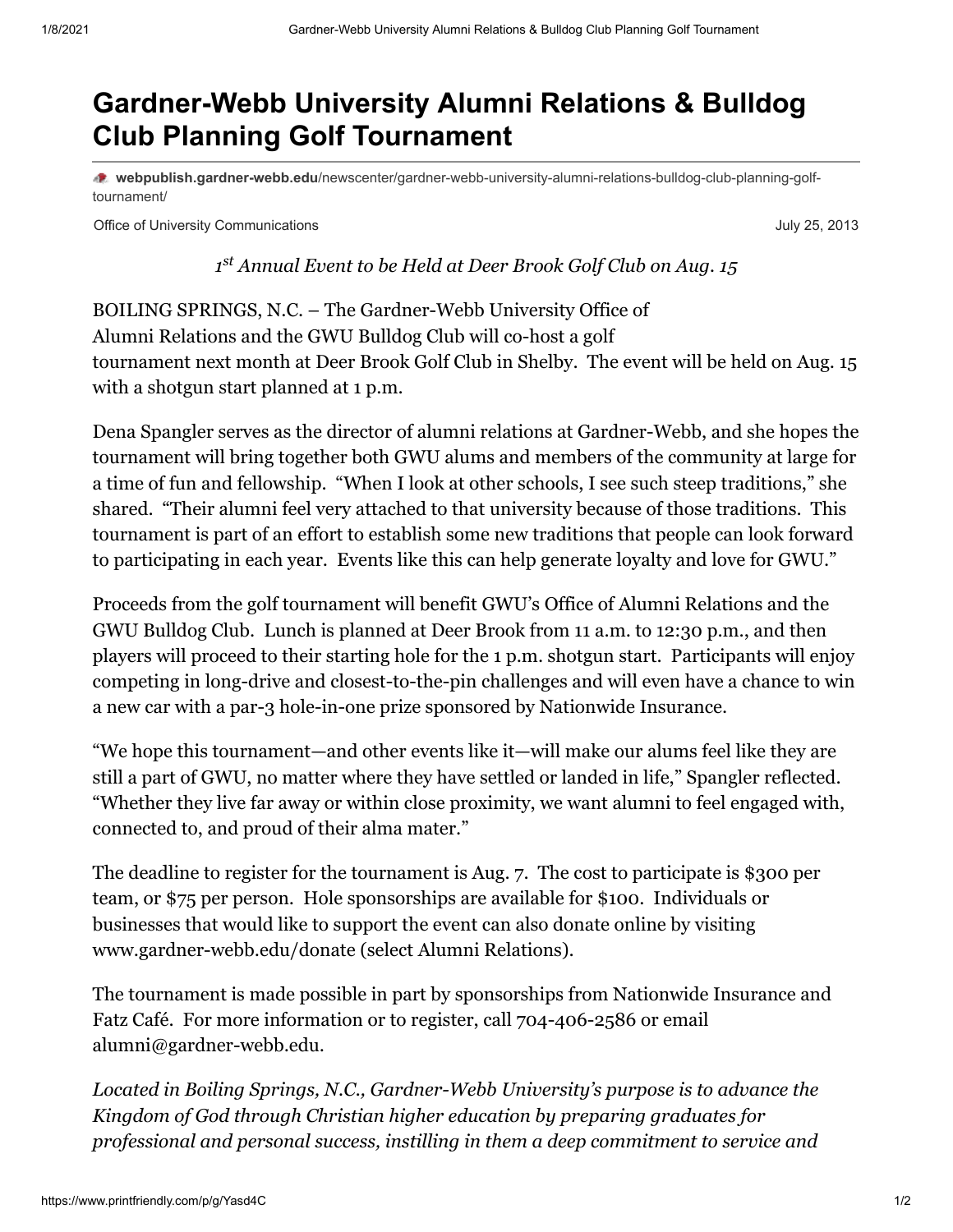# Gardner-Webb University Alumni Relations & Bulldog Club Planning Golf Tournament

**webpublish.gardner-webb.edu**/newscenter/gardner-webb-university-alumni-relations-bulldog-club-planning-golf-tournament/

Office of University Communications July 25, 2013

*1st Annual Event to be Held at Deer Brook Golf Club on Aug. 15*

BOILING SPRINGS, N.C. – The Gardner-Webb University Office of Alumni Relations and the GWU Bulldog Club will co-host a golf tournament next month at Deer Brook Golf Club in Shelby. The event will be held on Aug. 15 with a shotgun start planned at 1 p.m.

Dena Spangler serves as the director of alumni relations at Gardner-Webb, and she hopes the tournament will bring together both GWU alums and members of the community at large for a time of fun and fellowship. "When I look at other schools, I see such steep traditions," she shared. "Their alumni feel very attached to that university because of those traditions. This tournament is part of an effort to establish some new traditions that people can look forward to participating in each year. Events like this can help generate loyalty and love for GWU."

Proceeds from the golf tournament will benefit GWU's Office of Alumni Relations and the GWU Bulldog Club. Lunch is planned at Deer Brook from 11 a.m. to 12:30 p.m., and then players will proceed to their starting hole for the 1 p.m. shotgun start. Participants will enjoy competing in long-drive and closest-to-the-pin challenges and will even have a chance to win a new car with a par-3 hole-in-one prize sponsored by Nationwide Insurance.

"We hope this tournament—and other events like it—will make our alums feel like they are still a part of GWU, no matter where they have settled or landed in life," Spangler reflected. "Whether they live far away or within close proximity, we want alumni to feel engaged with, connected to, and proud of their alma mater."

The deadline to register for the tournament is Aug. 7. The cost to participate is $300 per team, or $75 per person. Hole sponsorships are available for $100. Individuals or businesses that would like to support the event can also donate online by visiting www.gardner-webb.edu/donate (select Alumni Relations).

The tournament is made possible in part by sponsorships from Nationwide Insurance and Fatz Café. For more information or to register, call 704-406-2586 or email alumni@gardner-webb.edu.

*Located in Boiling Springs, N.C., Gardner-Webb University's purpose is to advance the Kingdom of God through Christian higher education by preparing graduates for professional and personal success, instilling in them a deep commitment to service and*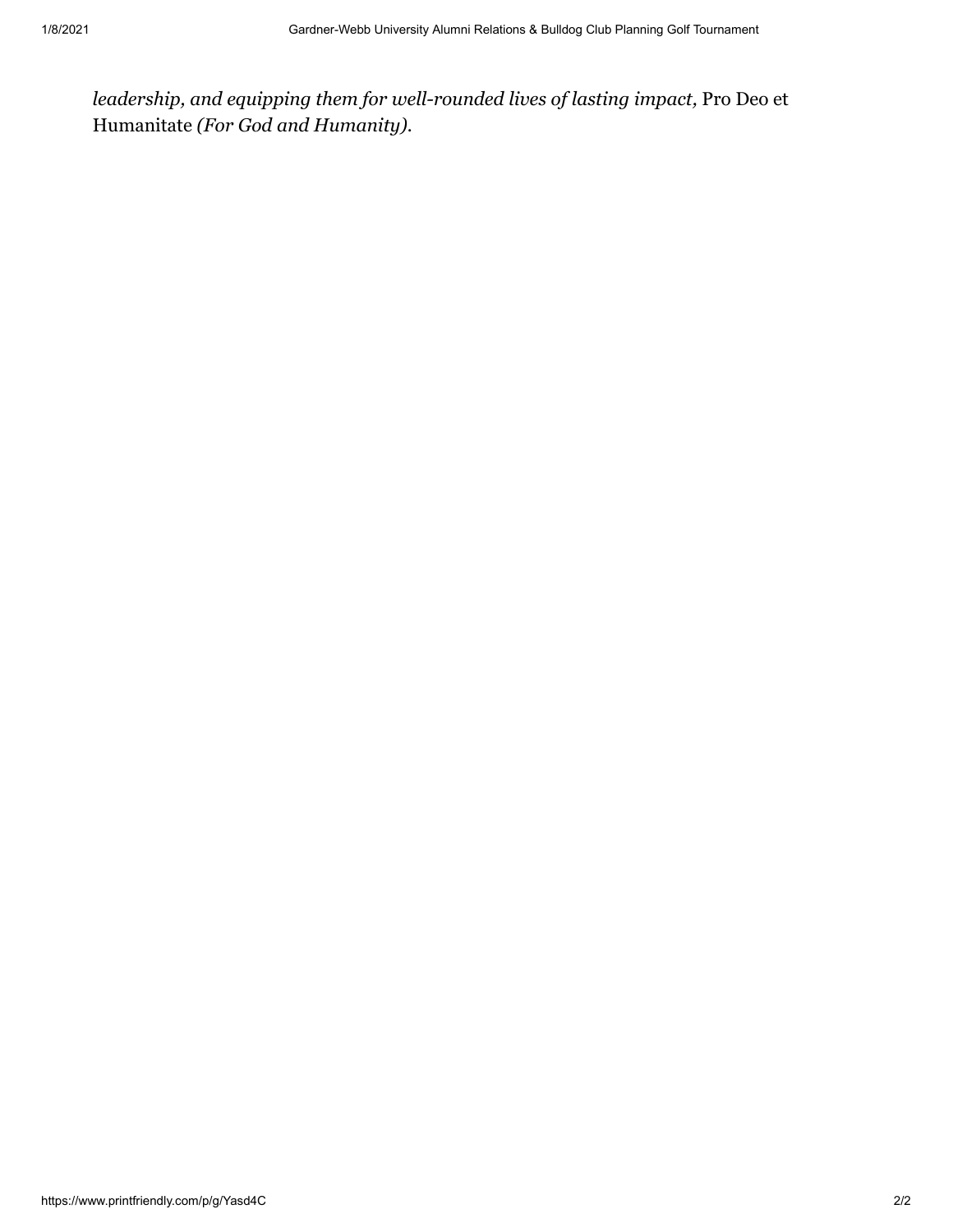*leadership, and equipping them for well-rounded lives of lasting impact,* Pro Deo et Humanitate *(For God and Humanity).*